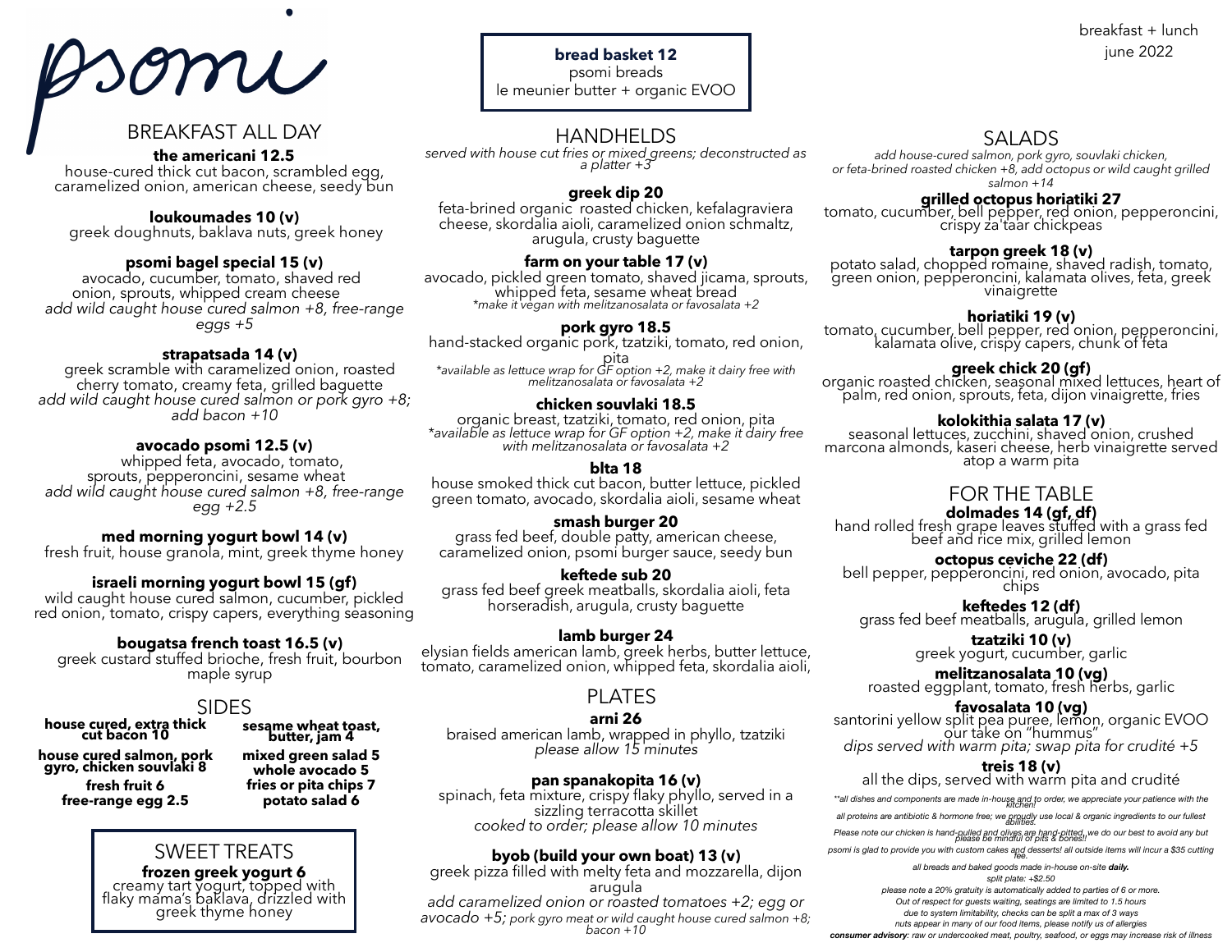# psomi

breakfast + lunch
june 2022

## BREAKFAST ALL DAY

**the americani 12.5**
house-cured thick cut bacon, scrambled egg, caramelized onion, american cheese, seedy bun

**loukoumades 10 (v)**
greek doughnuts, baklava nuts, greek honey

**psomi bagel special 15 (v)**
avocado, cucumber, tomato, shaved red onion, sprouts, whipped cream cheese
*add wild caught house cured salmon +8, free-range eggs +5*

**strapatsada 14 (v)**
greek scramble with caramelized onion, roasted cherry tomato, creamy feta, grilled baguette
*add wild caught house cured salmon or pork gyro +8; add bacon +10*

**avocado psomi 12.5 (v)**
whipped feta, avocado, tomato, sprouts, pepperoncini, sesame wheat
*add wild caught house cured salmon +8, free-range egg +2.5*

**med morning yogurt bowl 14 (v)**
fresh fruit, house granola, mint, greek thyme honey

**israeli morning yogurt bowl 15 (gf)**
wild caught house cured salmon, cucumber, pickled red onion, tomato, crispy capers, everything seasoning

**bougatsa french toast 16.5 (v)**
greek custard stuffed brioche, fresh fruit, bourbon maple syrup

## SIDES

**house cured, extra thick cut bacon 10**
**house cured salmon, pork gyro, chicken souvlaki 8**
**fresh fruit 6**
**free-range egg 2.5**
**sesame wheat toast, butter, jam 4**
**mixed green salad 5**
**whole avocado 5**
**fries or pita chips 7**
**potato salad 6**

## SWEET TREATS

**frozen greek yogurt 6**
creamy tart yogurt, topped with flaky mama's baklava, drizzled with greek thyme honey

**bread basket 12**
psomi breads
le meunier butter + organic EVOO

## HANDHELDS

*served with house cut fries or mixed greens; deconstructed as a platter +3*

**greek dip 20**
feta-brined organic roasted chicken, kefalagraviera cheese, skordalia aioli, caramelized onion schmaltz, arugula, crusty baguette

**farm on your table 17 (v)**
avocado, pickled green tomato, shaved jicama, sprouts, whipped feta, sesame wheat bread
*\*make it vegan with melitzanosalata or favosalata +2*

**pork gyro 18.5**
hand-stacked organic pork, tzatziki, tomato, red onion, pita
*\*available as lettuce wrap for GF option +2, make it dairy free with melitzanosalata or favosalata +2*

**chicken souvlaki 18.5**
organic breast, tzatziki, tomato, red onion, pita
*\*available as lettuce wrap for GF option +2, make it dairy free with melitzanosalata or favosalata +2*

**blta 18**
house smoked thick cut bacon, butter lettuce, pickled green tomato, avocado, skordalia aioli, sesame wheat

**smash burger 20**
grass fed beef, double patty, american cheese, caramelized onion, psomi burger sauce, seedy bun

**keftede sub 20**
grass fed beef greek meatballs, skordalia aioli, feta horseradish, arugula, crusty baguette

**lamb burger 24**
elysian fields american lamb, greek herbs, butter lettuce, tomato, caramelized onion, whipped feta, skordalia aioli,

## PLATES

**arni 26**
braised american lamb, wrapped in phyllo, tzatziki
*please allow 15 minutes*

**pan spanakopita 16 (v)**
spinach, feta mixture, crispy flaky phyllo, served in a sizzling terracotta skillet
*cooked to order; please allow 10 minutes*

**byob (build your own boat) 13 (v)**
greek pizza filled with melty feta and mozzarella, dijon arugula
*add caramelized onion or roasted tomatoes +2; egg or avocado +5; pork gyro meat or wild caught house cured salmon +8; bacon +10*

## SALADS

*add house-cured salmon, pork gyro, souvlaki chicken, or feta-brined roasted chicken +8, add octopus or wild caught grilled salmon +14*

**grilled octopus horiatiki 27**
tomato, cucumber, bell pepper, red onion, pepperoncini, crispy za'taar chickpeas

**tarpon greek 18 (v)**
potato salad, chopped romaine, shaved radish, tomato, green onion, pepperoncini, kalamata olives, feta, greek vinaigrette

**horiatiki 19 (v)**
tomato, cucumber, bell pepper, red onion, pepperoncini, kalamata olive, crispy capers, chunk of feta

**greek chick 20 (gf)**
organic roasted chicken, seasonal mixed lettuces, heart of palm, red onion, sprouts, feta, dijon vinaigrette, fries

**kolokithia salata 17 (v)**
seasonal lettuces, zucchini, shaved onion, crushed marcona almonds, kaseri cheese, herb vinaigrette served atop a warm pita

## FOR THE TABLE

**dolmades 14 (gf, df)**
hand rolled fresh grape leaves stuffed with a grass fed beef and rice mix, grilled lemon

**octopus ceviche 22 (df)**
bell pepper, pepperoncini, red onion, avocado, pita chips

**keftedes 12 (df)**
grass fed beef meatballs, arugula, grilled lemon

**tzatziki 10 (v)**
greek yogurt, cucumber, garlic

**melitzanosalata 10 (vg)**
roasted eggplant, tomato, fresh herbs, garlic

**favosalata 10 (vg)**
santorini yellow split pea puree, lemon, organic EVOO
our take on "hummus"
*dips served with warm pita; swap pita for crudité +5*

**treis 18 (v)**
all the dips, served with warm pita and crudité

*\*\*all dishes and components are made in-house and to order, we appreciate your patience with the kitchen!*

*all proteins are antibiotic & hormone free; we proudly use local & organic ingredients to our fullest abilities.*

*Please note our chicken is hand-pulled and olives are hand-pitted, we do our best to avoid any but please be mindful of pits & bones!!*

*psomi is glad to provide you with custom cakes and desserts! all outside items will incur a $35 cutting fee.*

*all breads and baked goods made in-house on-site **daily.***

*split plate: +$2.50*

*please note a 20% gratuity is automatically added to parties of 6 or more.*

*Out of respect for guests waiting, seatings are limited to 1.5 hours*

*due to system limitability, checks can be split a max of 3 ways*

*nuts appear in many of our food items, please notify us of allergies*

***consumer advisory**: raw or undercooked meat, poultry, seafood, or eggs may increase risk of illness*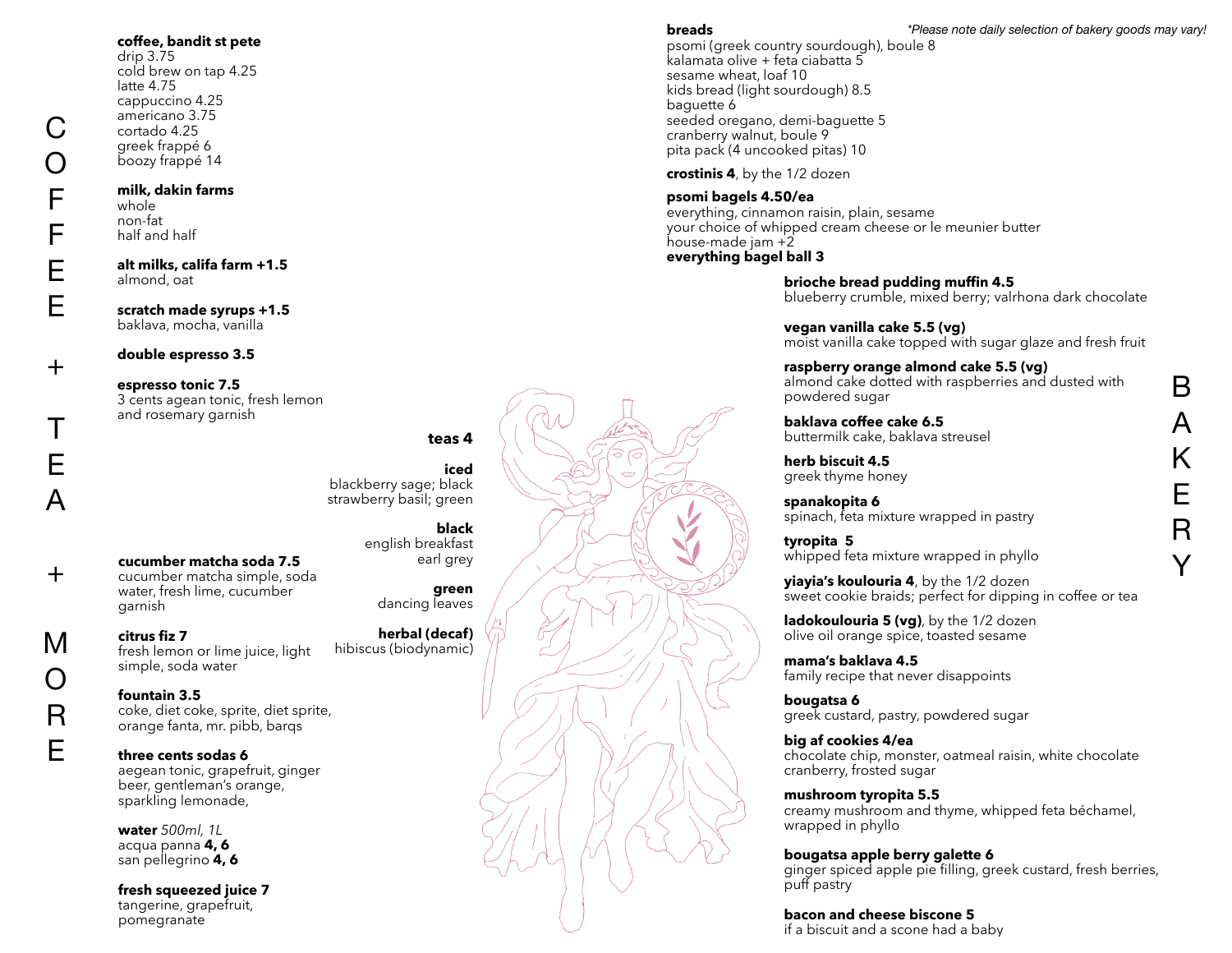# COFFEE + TEA + MORE

**coffee, bandit st pete**
drip 3.75
cold brew on tap 4.25
latte 4.75
cappuccino 4.25
americano 3.75
cortado 4.25
greek frappé 6
boozy frappé 14

**milk, dakin farms**
whole
non-fat
half and half

**alt milks, califa farm +1.5**
almond, oat

**scratch made syrups +1.5**
baklava, mocha, vanilla

**double espresso 3.5**

**espresso tonic 7.5**
3 cents agean tonic, fresh lemon and rosemary garnish

**teas 4**

**iced**
blackberry sage; black
strawberry basil; green

**black**
english breakfast
earl grey

**green**
dancing leaves

**herbal (decaf)**
hibiscus (biodynamic)

**cucumber matcha soda 7.5**
cucumber matcha simple, soda water, fresh lime, cucumber garnish

**citrus fiz 7**
fresh lemon or lime juice, light simple, soda water

**fountain 3.5**
coke, diet coke, sprite, diet sprite, orange fanta, mr. pibb, barqs

**three cents sodas 6**
aegean tonic, grapefruit, ginger beer, gentleman's orange, sparkling lemonade,

**water** *500ml, 1L*
acqua panna **4, 6**
san pellegrino **4, 6**

**fresh squeezed juice 7**
tangerine, grapefruit, pomegranate

# BAKERY

*\*Please note daily selection of bakery goods may vary!*

**breads**
psomi (greek country sourdough), boule 8
kalamata olive + feta ciabatta 5
sesame wheat, loaf 10
kids bread (light sourdough) 8.5
baguette 6
seeded oregano, demi-baguette 5
cranberry walnut, boule 9
pita pack (4 uncooked pitas) 10

**crostinis 4**, by the 1/2 dozen

**psomi bagels 4.50/ea**
everything, cinnamon raisin, plain, sesame
your choice of whipped cream cheese or le meunier butter
house-made jam +2

**everything bagel ball 3**

**brioche bread pudding muffin 4.5**
blueberry crumble, mixed berry; valrhona dark chocolate

**vegan vanilla cake 5.5 (vg)**
moist vanilla cake topped with sugar glaze and fresh fruit

**raspberry orange almond cake 5.5 (vg)**
almond cake dotted with raspberries and dusted with powdered sugar

**baklava coffee cake 6.5**
buttermilk cake, baklava streusel

**herb biscuit 4.5**
greek thyme honey

**spanakopita 6**
spinach, feta mixture wrapped in pastry

**tyropita 5**
whipped feta mixture wrapped in phyllo

**yiayia's koulouria 4**, by the 1/2 dozen
sweet cookie braids; perfect for dipping in coffee or tea

**ladokoulouria 5 (vg)**, by the 1/2 dozen
olive oil orange spice, toasted sesame

**mama's baklava 4.5**
family recipe that never disappoints

**bougatsa 6**
greek custard, pastry, powdered sugar

**big af cookies 4/ea**
chocolate chip, monster, oatmeal raisin, white chocolate cranberry, frosted sugar

**mushroom tyropita 5.5**
creamy mushroom and thyme, whipped feta béchamel, wrapped in phyllo

**bougatsa apple berry galette 6**
ginger spiced apple pie filling, greek custard, fresh berries, puff pastry

**bacon and cheese biscone 5**
if a biscuit and a scone had a baby